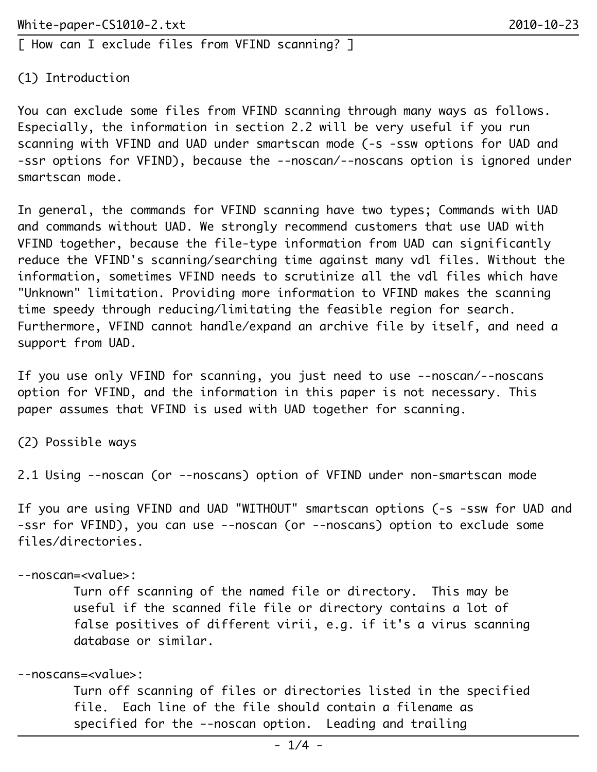[ How can I exclude files from VFIND scanning? ]

## (1) Introduction

You can exclude some files from VFIND scanning through many ways as follows. Especially, the information in section 2.2 will be very useful if you run scanning with VFIND and UAD under smartscan mode (-s -ssw options for UAD and -ssr options for VFIND), because the --noscan/--noscans option is ignored under smartscan mode.

In general, the commands for VFIND scanning have two types; Commands with UAD and commands without UAD. We strongly recommend customers that use UAD with VFIND together, because the file-type information from UAD can significantly reduce the VFIND's scanning/searching time against many vdl files. Without the information, sometimes VFIND needs to scrutinize all the vdl files which have "Unknown" limitation. Providing more information to VFIND makes the scanning time speedy through reducing/limitating the feasible region for search. Furthermore, VFIND cannot handle/expand an archive file by itself, and need a support from UAD.

If you use only VFIND for scanning, you just need to use --noscan/--noscans option for VFIND, and the information in this paper is not necessary. This paper assumes that VFIND is used with UAD together for scanning.

## (2) Possible ways

### 2.1 Using --noscan (or --noscans) option of VFIND under non-smartscan mode

If you are using VFIND and UAD "WITHOUT" smartscan options (-s -ssw for UAD and -ssr for VFIND), you can use --noscan (or --noscans) option to exclude some files/directories.

```
--noscan=<value>:
        Turn off scanning of the named file or directory.  This may be
        useful if the scanned file file or directory contains a lot of
        false positives of different virii, e.g. if it's a virus scanning
        database or similar.

--noscans=<value>:
        Turn off scanning of files or directories listed in the specified
        file.  Each line of the file should contain a filename as
        specified for the --noscan option.  Leading and trailing
```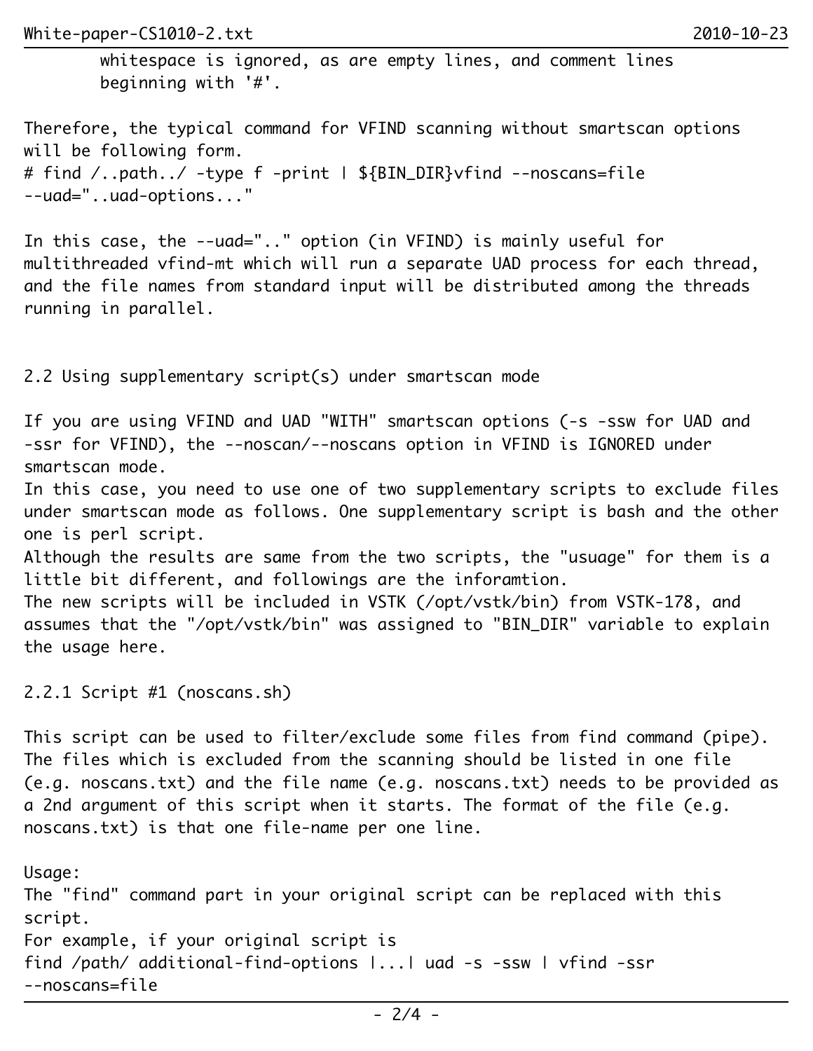whitespace is ignored, as are empty lines, and comment lines
beginning with '#'.

Therefore, the typical command for VFIND scanning without smartscan options will be following form.

```
# find /..path../ -type f -print | ${BIN_DIR}vfind --noscans=file
--uad="..uad-options..."
```

In this case, the --uad=".." option (in VFIND) is mainly useful for multithreaded vfind-mt which will run a separate UAD process for each thread, and the file names from standard input will be distributed among the threads running in parallel.

## 2.2 Using supplementary script(s) under smartscan mode

If you are using VFIND and UAD "WITH" smartscan options (-s -ssw for UAD and -ssr for VFIND), the --noscan/--noscans option in VFIND is IGNORED under smartscan mode.
In this case, you need to use one of two supplementary scripts to exclude files under smartscan mode as follows. One supplementary script is bash and the other one is perl script.
Although the results are same from the two scripts, the "usuage" for them is a little bit different, and followings are the inforamtion.
The new scripts will be included in VSTK (/opt/vstk/bin) from VSTK-178, and assumes that the "/opt/vstk/bin" was assigned to "BIN_DIR" variable to explain the usage here.

### 2.2.1 Script #1 (noscans.sh)

This script can be used to filter/exclude some files from find command (pipe). The files which is excluded from the scanning should be listed in one file (e.g. noscans.txt) and the file name (e.g. noscans.txt) needs to be provided as a 2nd argument of this script when it starts. The format of the file (e.g. noscans.txt) is that one file-name per one line.

Usage:
The "find" command part in your original script can be replaced with this script.
For example, if your original script is

```
find /path/ additional-find-options |...| uad -s -ssw | vfind -ssr
--noscans=file
```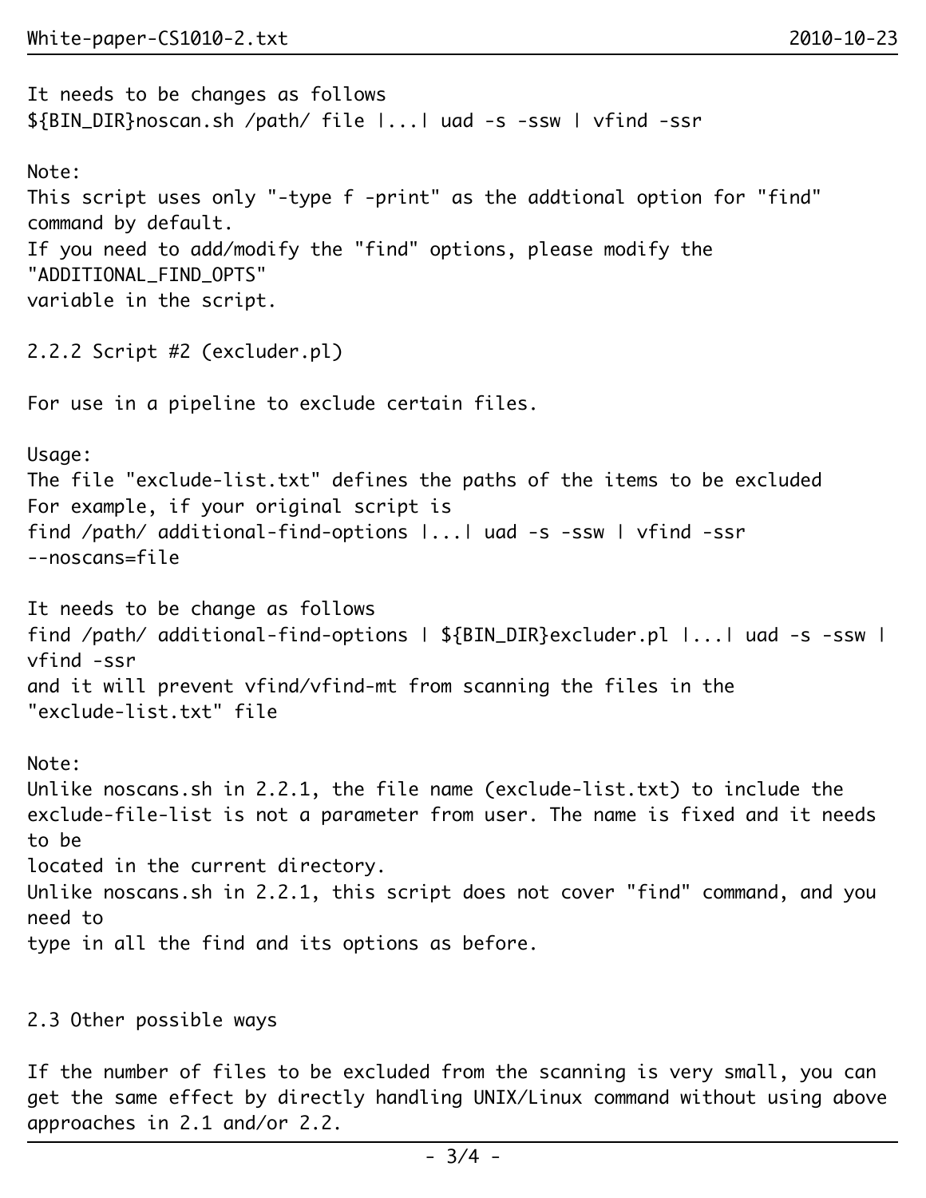It needs to be changes as follows
${BIN_DIR}noscan.sh /path/ file |...| uad -s -ssw | vfind -ssr

Note:
This script uses only "-type f -print" as the addtional option for "find" command by default.
If you need to add/modify the "find" options, please modify the "ADDITIONAL_FIND_OPTS"
variable in the script.

### 2.2.2 Script #2 (excluder.pl)

For use in a pipeline to exclude certain files.

Usage:
The file "exclude-list.txt" defines the paths of the items to be excluded
For example, if your original script is
find /path/ additional-find-options |...| uad -s -ssw | vfind -ssr
--noscans=file

It needs to be change as follows
find /path/ additional-find-options | ${BIN_DIR}excluder.pl |...| uad -s -ssw |
vfind -ssr
and it will prevent vfind/vfind-mt from scanning the files in the "exclude-list.txt" file

Note:
Unlike noscans.sh in 2.2.1, the file name (exclude-list.txt) to include the exclude-file-list is not a parameter from user. The name is fixed and it needs to be
located in the current directory.
Unlike noscans.sh in 2.2.1, this script does not cover "find" command, and you need to
type in all the find and its options as before.

## 2.3 Other possible ways

If the number of files to be excluded from the scanning is very small, you can get the same effect by directly handling UNIX/Linux command without using above approaches in 2.1 and/or 2.2.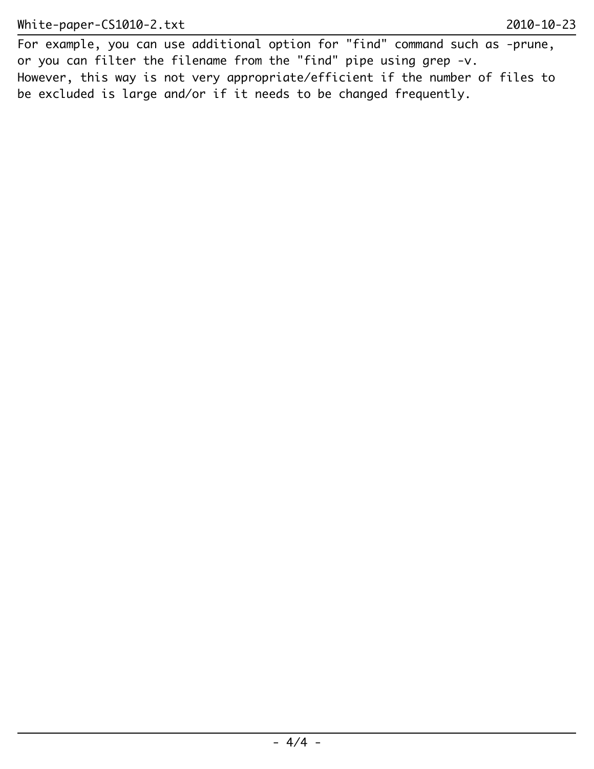For example, you can use additional option for "find" command such as -prune,
or you can filter the filename from the "find" pipe using grep -v.
However, this way is not very appropriate/efficient if the number of files to
be excluded is large and/or if it needs to be changed frequently.